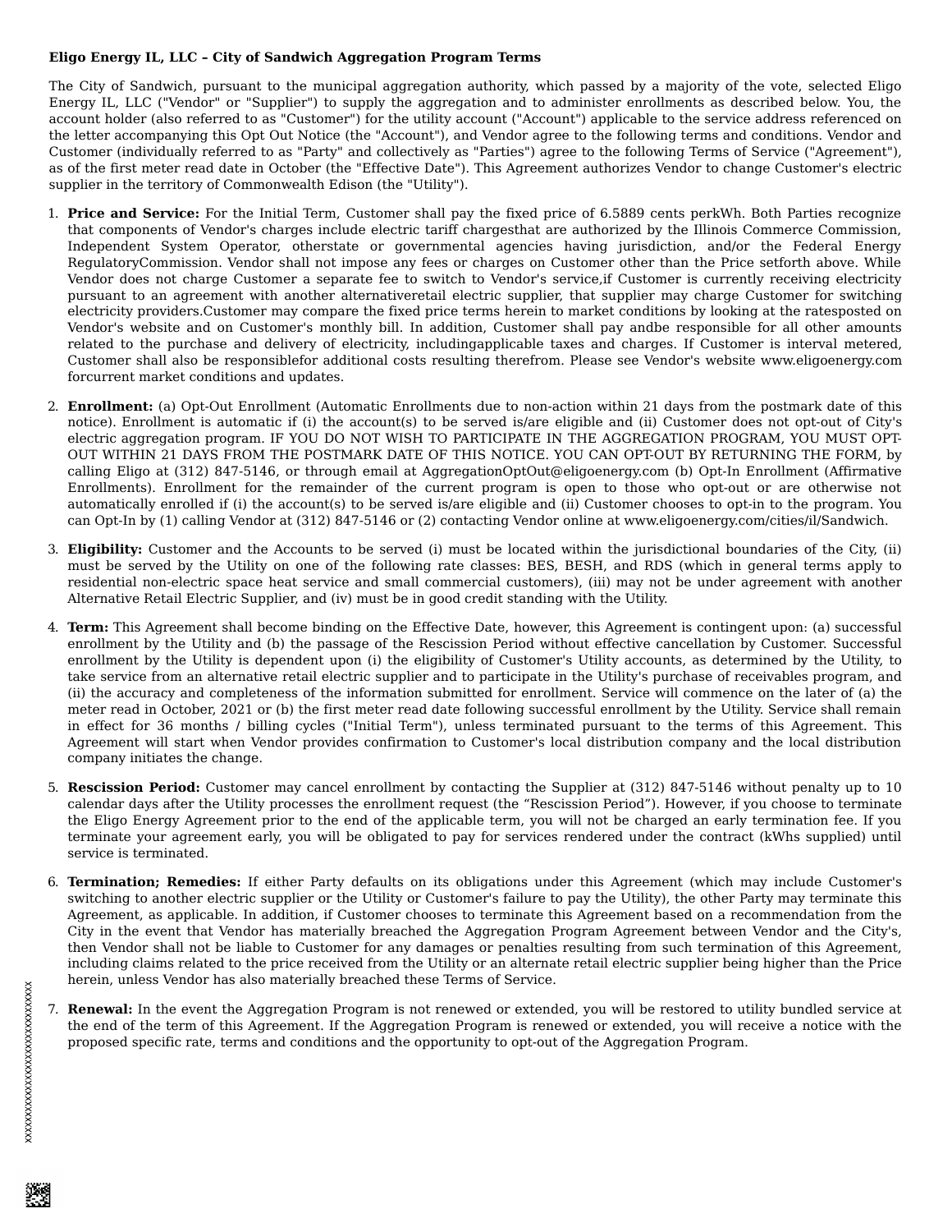**Eligo Energy IL, LLC – City of Sandwich Aggregation Program Terms**

The City of Sandwich, pursuant to the municipal aggregation authority, which passed by a majority of the vote, selected Eligo Energy IL, LLC ("Vendor" or "Supplier") to supply the aggregation and to administer enrollments as described below. You, the account holder (also referred to as "Customer") for the utility account ("Account") applicable to the service address referenced on the letter accompanying this Opt Out Notice (the "Account"), and Vendor agree to the following terms and conditions. Vendor and Customer (individually referred to as "Party" and collectively as "Parties") agree to the following Terms of Service ("Agreement"), as of the first meter read date in October (the "Effective Date"). This Agreement authorizes Vendor to change Customer's electric supplier in the territory of Commonwealth Edison (the "Utility").

1. **Price and Service:** For the Initial Term, Customer shall pay the fixed price of 6.5889 cents perkWh. Both Parties recognize that components of Vendor's charges include electric tariff chargesthat are authorized by the Illinois Commerce Commission, Independent System Operator, otherstate or governmental agencies having jurisdiction, and/or the Federal Energy RegulatoryCommission. Vendor shall not impose any fees or charges on Customer other than the Price setforth above. While Vendor does not charge Customer a separate fee to switch to Vendor's service,if Customer is currently receiving electricity pursuant to an agreement with another alternativeretail electric supplier, that supplier may charge Customer for switching electricity providers.Customer may compare the fixed price terms herein to market conditions by looking at the ratesposted on Vendor's website and on Customer's monthly bill. In addition, Customer shall pay andbe responsible for all other amounts related to the purchase and delivery of electricity, includingapplicable taxes and charges. If Customer is interval metered, Customer shall also be responsiblefor additional costs resulting therefrom. Please see Vendor's website www.eligoenergy.com forcurrent market conditions and updates.

2. **Enrollment:** (a) Opt-Out Enrollment (Automatic Enrollments due to non-action within 21 days from the postmark date of this notice). Enrollment is automatic if (i) the account(s) to be served is/are eligible and (ii) Customer does not opt-out of City's electric aggregation program. IF YOU DO NOT WISH TO PARTICIPATE IN THE AGGREGATION PROGRAM, YOU MUST OPT-OUT WITHIN 21 DAYS FROM THE POSTMARK DATE OF THIS NOTICE. YOU CAN OPT-OUT BY RETURNING THE FORM, by calling Eligo at (312) 847-5146, or through email at AggregationOptOut@eligoenergy.com (b) Opt-In Enrollment (Affirmative Enrollments). Enrollment for the remainder of the current program is open to those who opt-out or are otherwise not automatically enrolled if (i) the account(s) to be served is/are eligible and (ii) Customer chooses to opt-in to the program. You can Opt-In by (1) calling Vendor at (312) 847-5146 or (2) contacting Vendor online at www.eligoenergy.com/cities/il/Sandwich.

3. **Eligibility:** Customer and the Accounts to be served (i) must be located within the jurisdictional boundaries of the City, (ii) must be served by the Utility on one of the following rate classes: BES, BESH, and RDS (which in general terms apply to residential non-electric space heat service and small commercial customers), (iii) may not be under agreement with another Alternative Retail Electric Supplier, and (iv) must be in good credit standing with the Utility.

4. **Term:** This Agreement shall become binding on the Effective Date, however, this Agreement is contingent upon: (a) successful enrollment by the Utility and (b) the passage of the Rescission Period without effective cancellation by Customer. Successful enrollment by the Utility is dependent upon (i) the eligibility of Customer's Utility accounts, as determined by the Utility, to take service from an alternative retail electric supplier and to participate in the Utility's purchase of receivables program, and (ii) the accuracy and completeness of the information submitted for enrollment. Service will commence on the later of (a) the meter read in October, 2021 or (b) the first meter read date following successful enrollment by the Utility. Service shall remain in effect for 36 months / billing cycles ("Initial Term"), unless terminated pursuant to the terms of this Agreement. This Agreement will start when Vendor provides confirmation to Customer's local distribution company and the local distribution company initiates the change.

5. **Rescission Period:** Customer may cancel enrollment by contacting the Supplier at (312) 847-5146 without penalty up to 10 calendar days after the Utility processes the enrollment request (the "Rescission Period"). However, if you choose to terminate the Eligo Energy Agreement prior to the end of the applicable term, you will not be charged an early termination fee. If you terminate your agreement early, you will be obligated to pay for services rendered under the contract (kWhs supplied) until service is terminated.

6. **Termination; Remedies:** If either Party defaults on its obligations under this Agreement (which may include Customer's switching to another electric supplier or the Utility or Customer's failure to pay the Utility), the other Party may terminate this Agreement, as applicable. In addition, if Customer chooses to terminate this Agreement based on a recommendation from the City in the event that Vendor has materially breached the Aggregation Program Agreement between Vendor and the City's, then Vendor shall not be liable to Customer for any damages or penalties resulting from such termination of this Agreement, including claims related to the price received from the Utility or an alternate retail electric supplier being higher than the Price herein, unless Vendor has also materially breached these Terms of Service.

7. **Renewal:** In the event the Aggregation Program is not renewed or extended, you will be restored to utility bundled service at the end of the term of this Agreement. If the Aggregation Program is renewed or extended, you will receive a notice with the proposed specific rate, terms and conditions and the opportunity to opt-out of the Aggregation Program.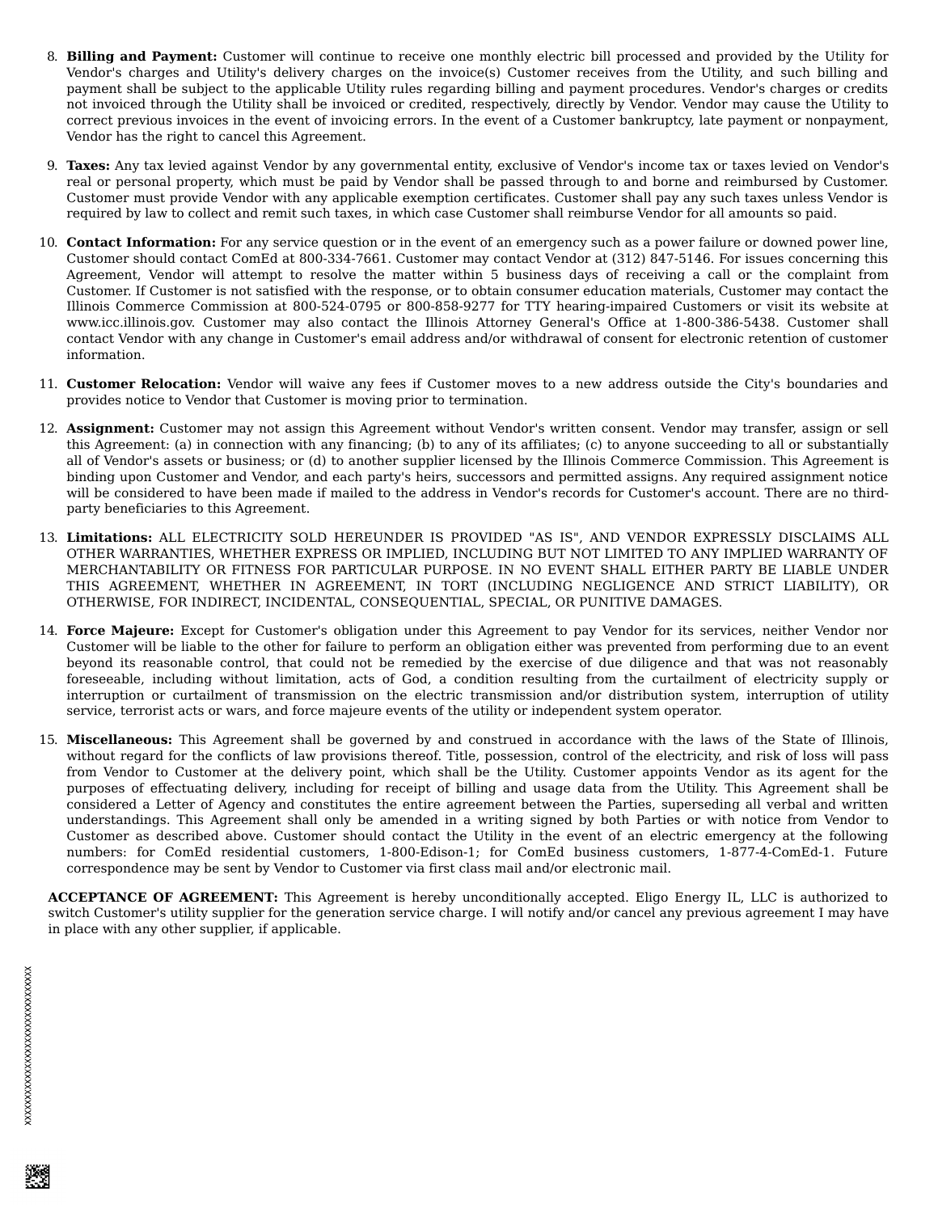8. **Billing and Payment:** Customer will continue to receive one monthly electric bill processed and provided by the Utility for Vendor's charges and Utility's delivery charges on the invoice(s) Customer receives from the Utility, and such billing and payment shall be subject to the applicable Utility rules regarding billing and payment procedures. Vendor's charges or credits not invoiced through the Utility shall be invoiced or credited, respectively, directly by Vendor. Vendor may cause the Utility to correct previous invoices in the event of invoicing errors. In the event of a Customer bankruptcy, late payment or nonpayment, Vendor has the right to cancel this Agreement.

9. **Taxes:** Any tax levied against Vendor by any governmental entity, exclusive of Vendor's income tax or taxes levied on Vendor's real or personal property, which must be paid by Vendor shall be passed through to and borne and reimbursed by Customer. Customer must provide Vendor with any applicable exemption certificates. Customer shall pay any such taxes unless Vendor is required by law to collect and remit such taxes, in which case Customer shall reimburse Vendor for all amounts so paid.

10. **Contact Information:** For any service question or in the event of an emergency such as a power failure or downed power line, Customer should contact ComEd at 800-334-7661. Customer may contact Vendor at (312) 847-5146. For issues concerning this Agreement, Vendor will attempt to resolve the matter within 5 business days of receiving a call or the complaint from Customer. If Customer is not satisfied with the response, or to obtain consumer education materials, Customer may contact the Illinois Commerce Commission at 800-524-0795 or 800-858-9277 for TTY hearing-impaired Customers or visit its website at www.icc.illinois.gov. Customer may also contact the Illinois Attorney General's Office at 1-800-386-5438. Customer shall contact Vendor with any change in Customer's email address and/or withdrawal of consent for electronic retention of customer information.

11. **Customer Relocation:** Vendor will waive any fees if Customer moves to a new address outside the City's boundaries and provides notice to Vendor that Customer is moving prior to termination.

12. **Assignment:** Customer may not assign this Agreement without Vendor's written consent. Vendor may transfer, assign or sell this Agreement: (a) in connection with any financing; (b) to any of its affiliates; (c) to anyone succeeding to all or substantially all of Vendor's assets or business; or (d) to another supplier licensed by the Illinois Commerce Commission. This Agreement is binding upon Customer and Vendor, and each party's heirs, successors and permitted assigns. Any required assignment notice will be considered to have been made if mailed to the address in Vendor's records for Customer's account. There are no third-party beneficiaries to this Agreement.

13. **Limitations:** ALL ELECTRICITY SOLD HEREUNDER IS PROVIDED "AS IS", AND VENDOR EXPRESSLY DISCLAIMS ALL OTHER WARRANTIES, WHETHER EXPRESS OR IMPLIED, INCLUDING BUT NOT LIMITED TO ANY IMPLIED WARRANTY OF MERCHANTABILITY OR FITNESS FOR PARTICULAR PURPOSE. IN NO EVENT SHALL EITHER PARTY BE LIABLE UNDER THIS AGREEMENT, WHETHER IN AGREEMENT, IN TORT (INCLUDING NEGLIGENCE AND STRICT LIABILITY), OR OTHERWISE, FOR INDIRECT, INCIDENTAL, CONSEQUENTIAL, SPECIAL, OR PUNITIVE DAMAGES.

14. **Force Majeure:** Except for Customer's obligation under this Agreement to pay Vendor for its services, neither Vendor nor Customer will be liable to the other for failure to perform an obligation either was prevented from performing due to an event beyond its reasonable control, that could not be remedied by the exercise of due diligence and that was not reasonably foreseeable, including without limitation, acts of God, a condition resulting from the curtailment of electricity supply or interruption or curtailment of transmission on the electric transmission and/or distribution system, interruption of utility service, terrorist acts or wars, and force majeure events of the utility or independent system operator.

15. **Miscellaneous:** This Agreement shall be governed by and construed in accordance with the laws of the State of Illinois, without regard for the conflicts of law provisions thereof. Title, possession, control of the electricity, and risk of loss will pass from Vendor to Customer at the delivery point, which shall be the Utility. Customer appoints Vendor as its agent for the purposes of effectuating delivery, including for receipt of billing and usage data from the Utility. This Agreement shall be considered a Letter of Agency and constitutes the entire agreement between the Parties, superseding all verbal and written understandings. This Agreement shall only be amended in a writing signed by both Parties or with notice from Vendor to Customer as described above. Customer should contact the Utility in the event of an electric emergency at the following numbers: for ComEd residential customers, 1-800-Edison-1; for ComEd business customers, 1-877-4-ComEd-1. Future correspondence may be sent by Vendor to Customer via first class mail and/or electronic mail.

**ACCEPTANCE OF AGREEMENT:** This Agreement is hereby unconditionally accepted. Eligo Energy IL, LLC is authorized to switch Customer's utility supplier for the generation service charge. I will notify and/or cancel any previous agreement I may have in place with any other supplier, if applicable.